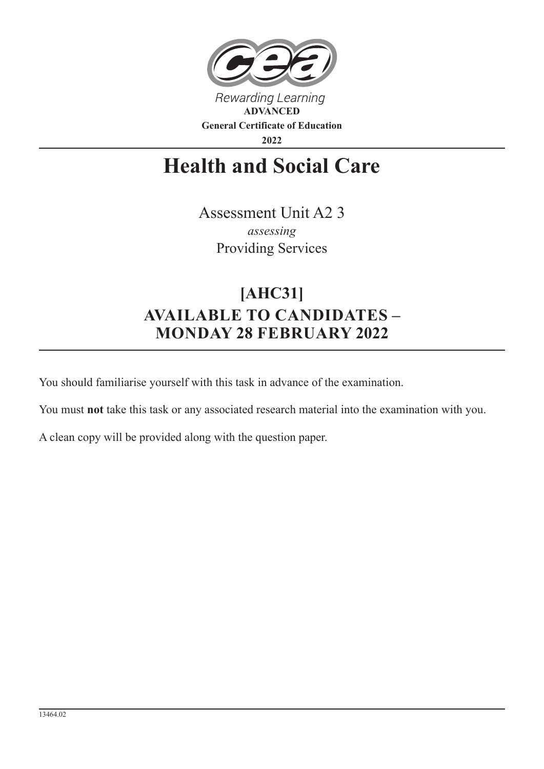Rewarding Learning

**ADVANCED**

**General Certificate of Education**

**2022**

# Health and Social Care

Assessment Unit A2 3

*assessing*

Providing Services

## [AHC31]

## AVAILABLE TO CANDIDATES – MONDAY 28 FEBRUARY 2022

You should familiarise yourself with this task in advance of the examination.

You must **not** take this task or any associated research material into the examination with you.

A clean copy will be provided along with the question paper.

13464.02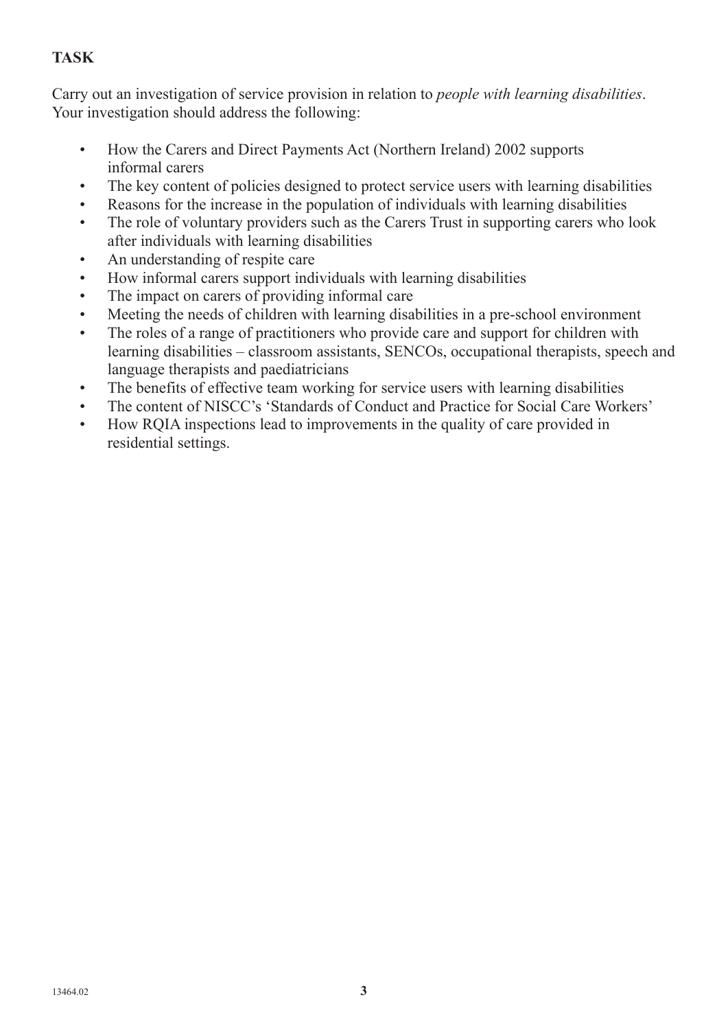**TASK**

Carry out an investigation of service provision in relation to *people with learning disabilities*. Your investigation should address the following:

- How the Carers and Direct Payments Act (Northern Ireland) 2002 supports informal carers
- The key content of policies designed to protect service users with learning disabilities
- Reasons for the increase in the population of individuals with learning disabilities
- The role of voluntary providers such as the Carers Trust in supporting carers who look after individuals with learning disabilities
- An understanding of respite care
- How informal carers support individuals with learning disabilities
- The impact on carers of providing informal care
- Meeting the needs of children with learning disabilities in a pre-school environment
- The roles of a range of practitioners who provide care and support for children with learning disabilities – classroom assistants, SENCOs, occupational therapists, speech and language therapists and paediatricians
- The benefits of effective team working for service users with learning disabilities
- The content of NISCC's 'Standards of Conduct and Practice for Social Care Workers'
- How RQIA inspections lead to improvements in the quality of care provided in residential settings.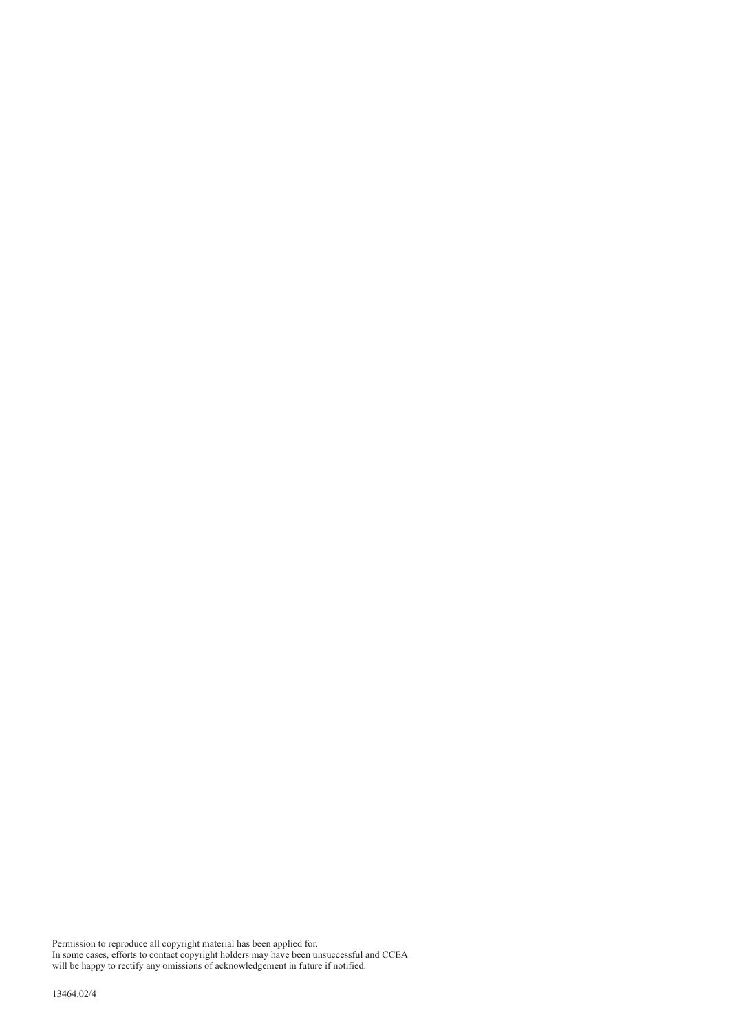Permission to reproduce all copyright material has been applied for.
In some cases, efforts to contact copyright holders may have been unsuccessful and CCEA will be happy to rectify any omissions of acknowledgement in future if notified.

13464.02/4